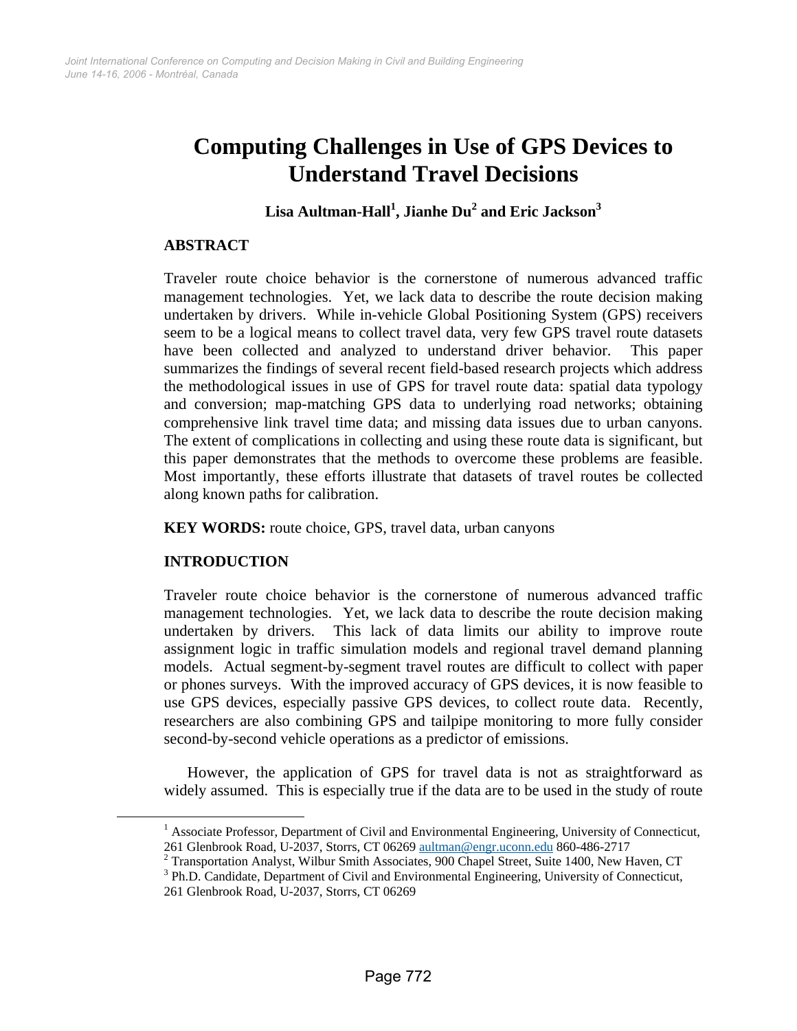# Computing Challenges in Use of GPS Devices to Understand Travel Decisions

**Lisa Aultman-Hall[1], Jianhe Du[2] and Eric Jackson[3]**

## ABSTRACT

Traveler route choice behavior is the cornerstone of numerous advanced traffic management technologies. Yet, we lack data to describe the route decision making undertaken by drivers. While in-vehicle Global Positioning System (GPS) receivers seem to be a logical means to collect travel data, very few GPS travel route datasets have been collected and analyzed to understand driver behavior. This paper summarizes the findings of several recent field-based research projects which address the methodological issues in use of GPS for travel route data: spatial data typology and conversion; map-matching GPS data to underlying road networks; obtaining comprehensive link travel time data; and missing data issues due to urban canyons. The extent of complications in collecting and using these route data is significant, but this paper demonstrates that the methods to overcome these problems are feasible. Most importantly, these efforts illustrate that datasets of travel routes be collected along known paths for calibration.

**KEY WORDS:** route choice, GPS, travel data, urban canyons

## INTRODUCTION

Traveler route choice behavior is the cornerstone of numerous advanced traffic management technologies. Yet, we lack data to describe the route decision making undertaken by drivers. This lack of data limits our ability to improve route assignment logic in traffic simulation models and regional travel demand planning models. Actual segment-by-segment travel routes are difficult to collect with paper or phones surveys. With the improved accuracy of GPS devices, it is now feasible to use GPS devices, especially passive GPS devices, to collect route data. Recently, researchers are also combining GPS and tailpipe monitoring to more fully consider second-by-second vehicle operations as a predictor of emissions.

However, the application of GPS for travel data is not as straightforward as widely assumed. This is especially true if the data are to be used in the study of route

---

[1] Associate Professor, Department of Civil and Environmental Engineering, University of Connecticut, 261 Glenbrook Road, U-2037, Storrs, CT 06269 aultman@engr.uconn.edu 860-486-2717

[2] Transportation Analyst, Wilbur Smith Associates, 900 Chapel Street, Suite 1400, New Haven, CT

[3] Ph.D. Candidate, Department of Civil and Environmental Engineering, University of Connecticut, 261 Glenbrook Road, U-2037, Storrs, CT 06269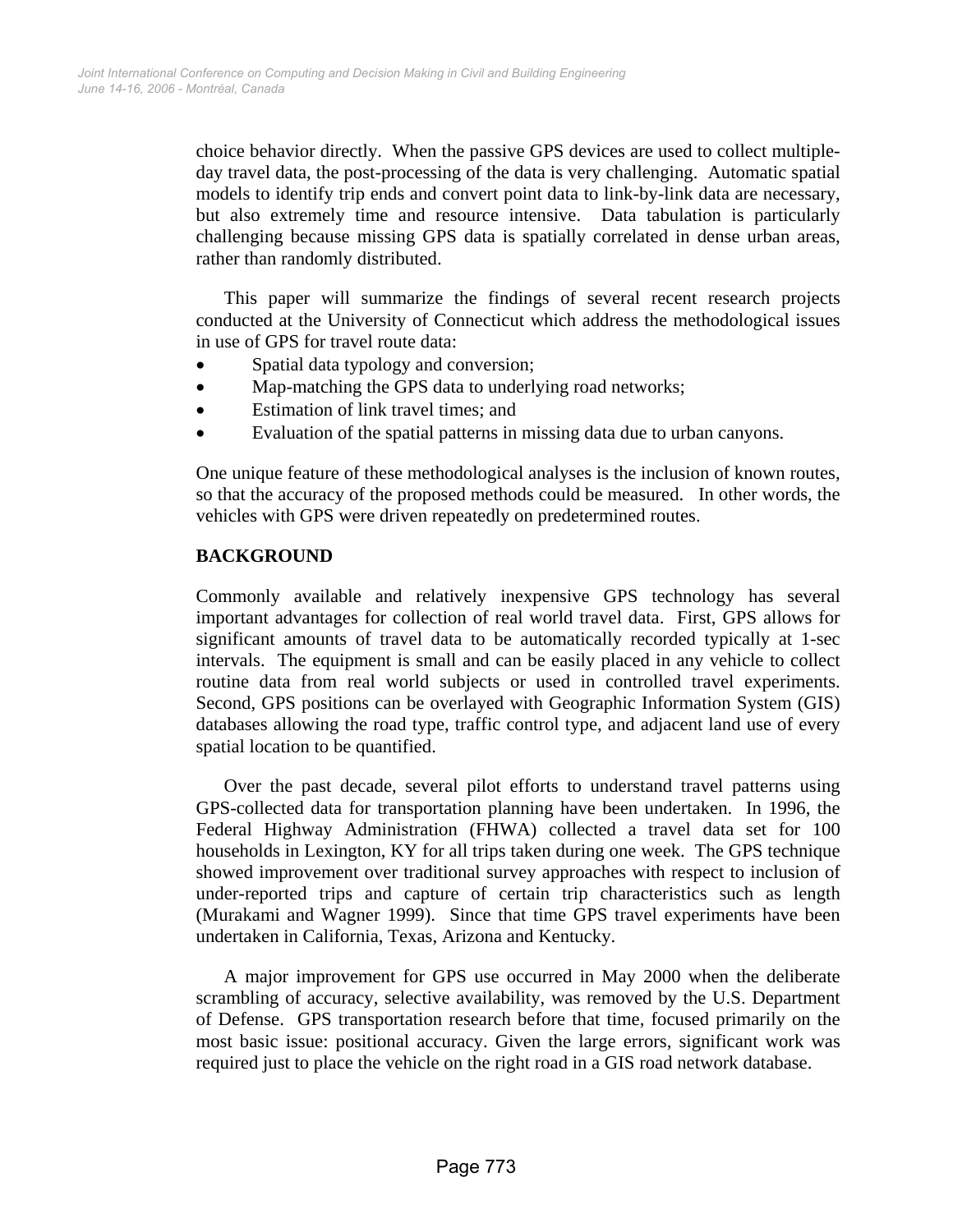choice behavior directly. When the passive GPS devices are used to collect multiple-day travel data, the post-processing of the data is very challenging. Automatic spatial models to identify trip ends and convert point data to link-by-link data are necessary, but also extremely time and resource intensive. Data tabulation is particularly challenging because missing GPS data is spatially correlated in dense urban areas, rather than randomly distributed.

This paper will summarize the findings of several recent research projects conducted at the University of Connecticut which address the methodological issues in use of GPS for travel route data:

- Spatial data typology and conversion;
- Map-matching the GPS data to underlying road networks;
- Estimation of link travel times; and
- Evaluation of the spatial patterns in missing data due to urban canyons.

One unique feature of these methodological analyses is the inclusion of known routes, so that the accuracy of the proposed methods could be measured. In other words, the vehicles with GPS were driven repeatedly on predetermined routes.

## BACKGROUND

Commonly available and relatively inexpensive GPS technology has several important advantages for collection of real world travel data. First, GPS allows for significant amounts of travel data to be automatically recorded typically at 1-sec intervals. The equipment is small and can be easily placed in any vehicle to collect routine data from real world subjects or used in controlled travel experiments. Second, GPS positions can be overlayed with Geographic Information System (GIS) databases allowing the road type, traffic control type, and adjacent land use of every spatial location to be quantified.

Over the past decade, several pilot efforts to understand travel patterns using GPS-collected data for transportation planning have been undertaken. In 1996, the Federal Highway Administration (FHWA) collected a travel data set for 100 households in Lexington, KY for all trips taken during one week. The GPS technique showed improvement over traditional survey approaches with respect to inclusion of under-reported trips and capture of certain trip characteristics such as length (Murakami and Wagner 1999). Since that time GPS travel experiments have been undertaken in California, Texas, Arizona and Kentucky.

A major improvement for GPS use occurred in May 2000 when the deliberate scrambling of accuracy, selective availability, was removed by the U.S. Department of Defense. GPS transportation research before that time, focused primarily on the most basic issue: positional accuracy. Given the large errors, significant work was required just to place the vehicle on the right road in a GIS road network database.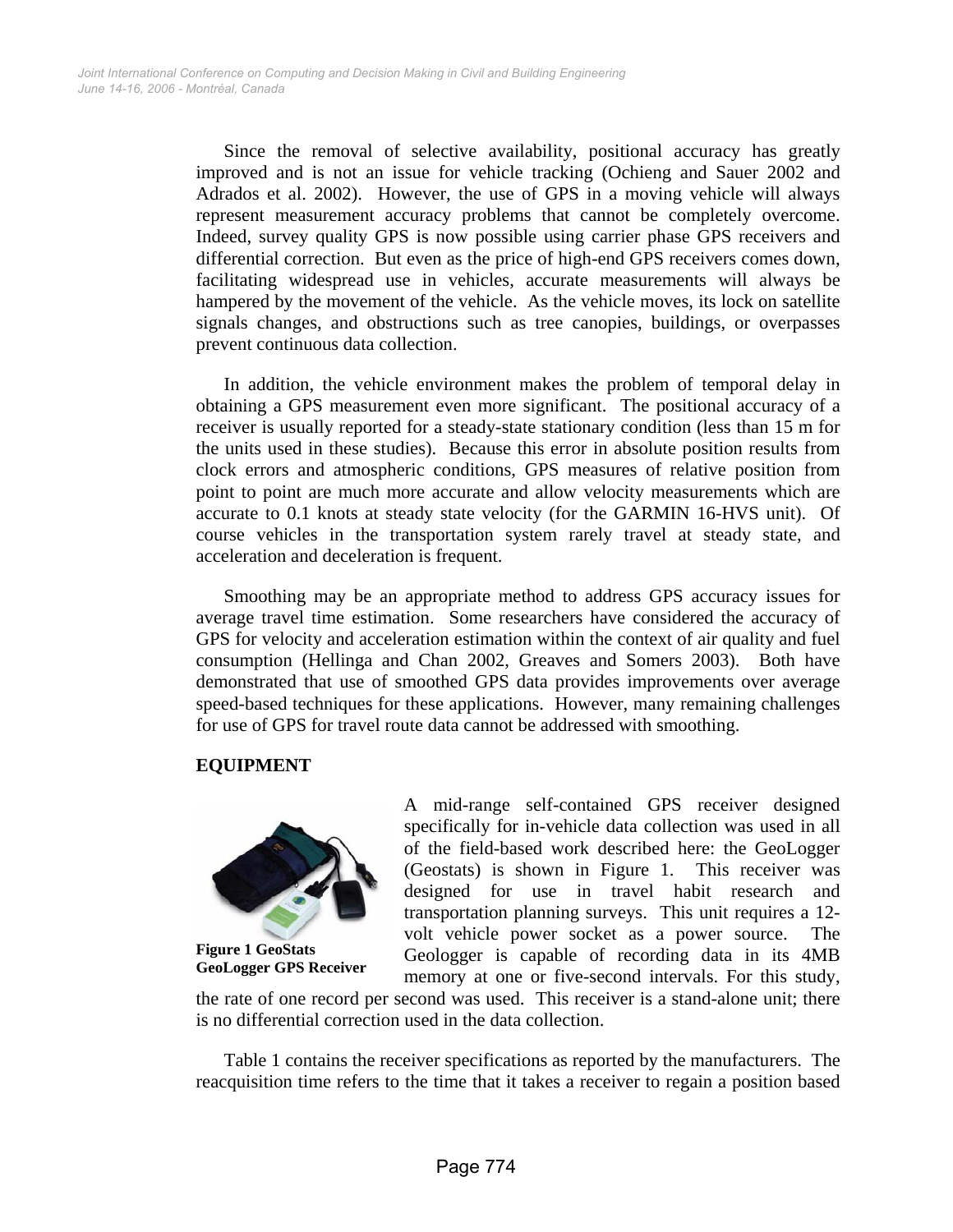Since the removal of selective availability, positional accuracy has greatly improved and is not an issue for vehicle tracking (Ochieng and Sauer 2002 and Adrados et al. 2002). However, the use of GPS in a moving vehicle will always represent measurement accuracy problems that cannot be completely overcome. Indeed, survey quality GPS is now possible using carrier phase GPS receivers and differential correction. But even as the price of high-end GPS receivers comes down, facilitating widespread use in vehicles, accurate measurements will always be hampered by the movement of the vehicle. As the vehicle moves, its lock on satellite signals changes, and obstructions such as tree canopies, buildings, or overpasses prevent continuous data collection.

In addition, the vehicle environment makes the problem of temporal delay in obtaining a GPS measurement even more significant. The positional accuracy of a receiver is usually reported for a steady-state stationary condition (less than 15 m for the units used in these studies). Because this error in absolute position results from clock errors and atmospheric conditions, GPS measures of relative position from point to point are much more accurate and allow velocity measurements which are accurate to 0.1 knots at steady state velocity (for the GARMIN 16-HVS unit). Of course vehicles in the transportation system rarely travel at steady state, and acceleration and deceleration is frequent.

Smoothing may be an appropriate method to address GPS accuracy issues for average travel time estimation. Some researchers have considered the accuracy of GPS for velocity and acceleration estimation within the context of air quality and fuel consumption (Hellinga and Chan 2002, Greaves and Somers 2003). Both have demonstrated that use of smoothed GPS data provides improvements over average speed-based techniques for these applications. However, many remaining challenges for use of GPS for travel route data cannot be addressed with smoothing.

## EQUIPMENT

**Figure 1 GeoStats GeoLogger GPS Receiver**

A mid-range self-contained GPS receiver designed specifically for in-vehicle data collection was used in all of the field-based work described here: the GeoLogger (Geostats) is shown in Figure 1. This receiver was designed for use in travel habit research and transportation planning surveys. This unit requires a 12-volt vehicle power socket as a power source. The Geologger is capable of recording data in its 4MB memory at one or five-second intervals. For this study, the rate of one record per second was used. This receiver is a stand-alone unit; there is no differential correction used in the data collection.

Table 1 contains the receiver specifications as reported by the manufacturers. The reacquisition time refers to the time that it takes a receiver to regain a position based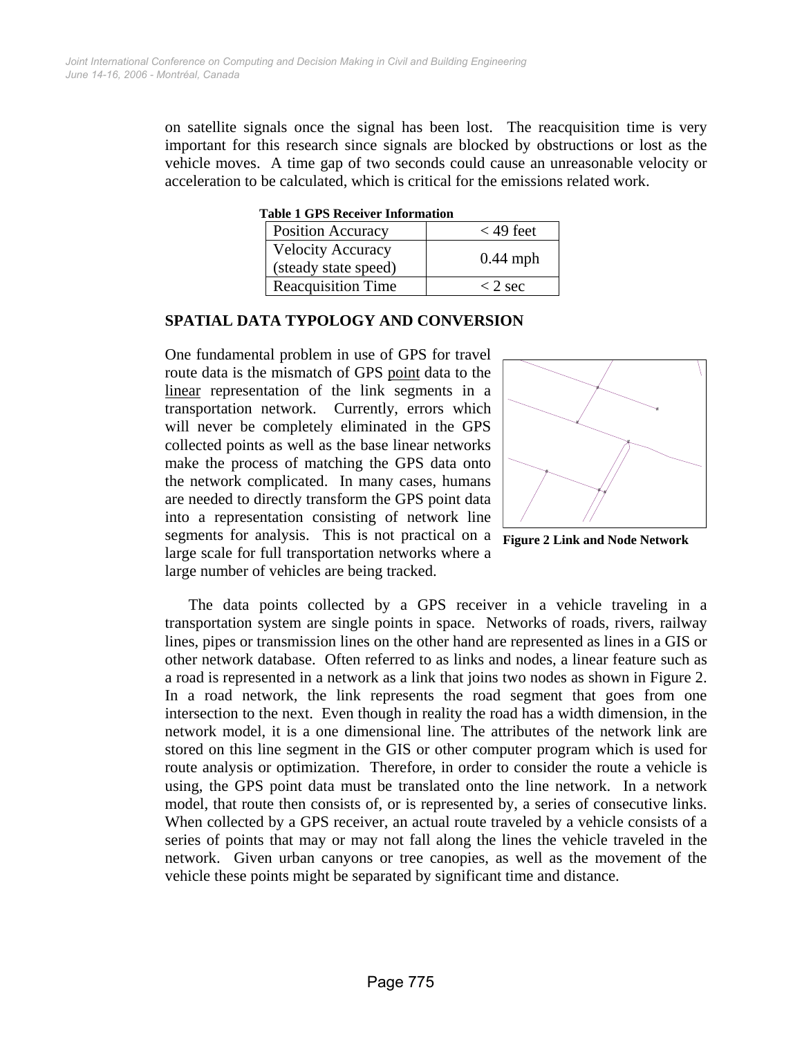on satellite signals once the signal has been lost. The reacquisition time is very important for this research since signals are blocked by obstructions or lost as the vehicle moves. A time gap of two seconds could cause an unreasonable velocity or acceleration to be calculated, which is critical for the emissions related work.

**Table 1 GPS Receiver Information**

| | |
|---|---|
| Position Accuracy | < 49 feet |
| Velocity Accuracy (steady state speed) | 0.44 mph |
| Reacquisition Time | < 2 sec |

## SPATIAL DATA TYPOLOGY AND CONVERSION

One fundamental problem in use of GPS for travel route data is the mismatch of GPS point data to the linear representation of the link segments in a transportation network. Currently, errors which will never be completely eliminated in the GPS collected points as well as the base linear networks make the process of matching the GPS data onto the network complicated. In many cases, humans are needed to directly transform the GPS point data into a representation consisting of network line segments for analysis. This is not practical on a large scale for full transportation networks where a large number of vehicles are being tracked.

**Figure 2 Link and Node Network**

The data points collected by a GPS receiver in a vehicle traveling in a transportation system are single points in space. Networks of roads, rivers, railway lines, pipes or transmission lines on the other hand are represented as lines in a GIS or other network database. Often referred to as links and nodes, a linear feature such as a road is represented in a network as a link that joins two nodes as shown in Figure 2. In a road network, the link represents the road segment that goes from one intersection to the next. Even though in reality the road has a width dimension, in the network model, it is a one dimensional line. The attributes of the network link are stored on this line segment in the GIS or other computer program which is used for route analysis or optimization. Therefore, in order to consider the route a vehicle is using, the GPS point data must be translated onto the line network. In a network model, that route then consists of, or is represented by, a series of consecutive links. When collected by a GPS receiver, an actual route traveled by a vehicle consists of a series of points that may or may not fall along the lines the vehicle traveled in the network. Given urban canyons or tree canopies, as well as the movement of the vehicle these points might be separated by significant time and distance.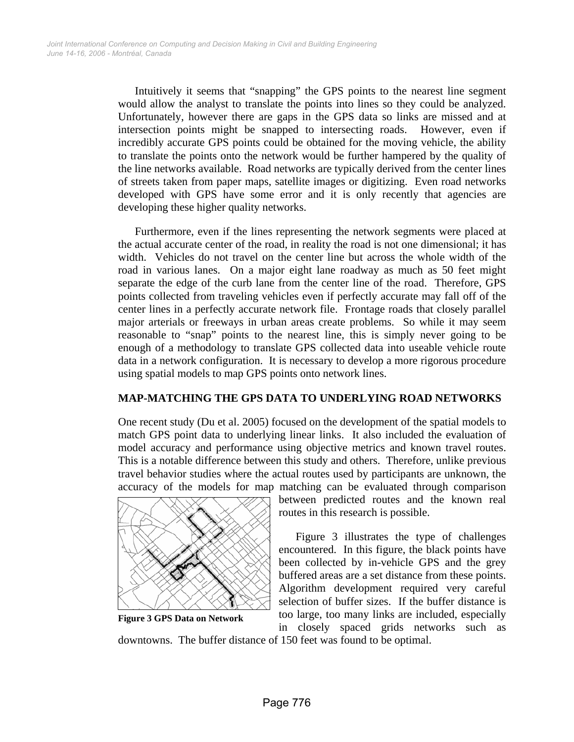Intuitively it seems that "snapping" the GPS points to the nearest line segment would allow the analyst to translate the points into lines so they could be analyzed. Unfortunately, however there are gaps in the GPS data so links are missed and at intersection points might be snapped to intersecting roads. However, even if incredibly accurate GPS points could be obtained for the moving vehicle, the ability to translate the points onto the network would be further hampered by the quality of the line networks available. Road networks are typically derived from the center lines of streets taken from paper maps, satellite images or digitizing. Even road networks developed with GPS have some error and it is only recently that agencies are developing these higher quality networks.

Furthermore, even if the lines representing the network segments were placed at the actual accurate center of the road, in reality the road is not one dimensional; it has width. Vehicles do not travel on the center line but across the whole width of the road in various lanes. On a major eight lane roadway as much as 50 feet might separate the edge of the curb lane from the center line of the road. Therefore, GPS points collected from traveling vehicles even if perfectly accurate may fall off of the center lines in a perfectly accurate network file. Frontage roads that closely parallel major arterials or freeways in urban areas create problems. So while it may seem reasonable to "snap" points to the nearest line, this is simply never going to be enough of a methodology to translate GPS collected data into useable vehicle route data in a network configuration. It is necessary to develop a more rigorous procedure using spatial models to map GPS points onto network lines.

## MAP-MATCHING THE GPS DATA TO UNDERLYING ROAD NETWORKS

One recent study (Du et al. 2005) focused on the development of the spatial models to match GPS point data to underlying linear links. It also included the evaluation of model accuracy and performance using objective metrics and known travel routes. This is a notable difference between this study and others. Therefore, unlike previous travel behavior studies where the actual routes used by participants are unknown, the accuracy of the models for map matching can be evaluated through comparison between predicted routes and the known real routes in this research is possible.

**Figure 3 GPS Data on Network**

Figure 3 illustrates the type of challenges encountered. In this figure, the black points have been collected by in-vehicle GPS and the grey buffered areas are a set distance from these points. Algorithm development required very careful selection of buffer sizes. If the buffer distance is too large, too many links are included, especially in closely spaced grids networks such as downtowns. The buffer distance of 150 feet was found to be optimal.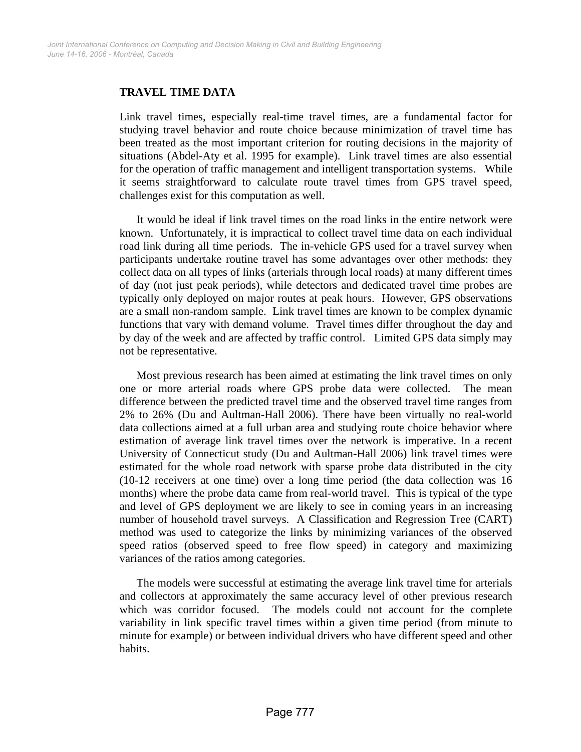## TRAVEL TIME DATA

Link travel times, especially real-time travel times, are a fundamental factor for studying travel behavior and route choice because minimization of travel time has been treated as the most important criterion for routing decisions in the majority of situations (Abdel-Aty et al. 1995 for example). Link travel times are also essential for the operation of traffic management and intelligent transportation systems. While it seems straightforward to calculate route travel times from GPS travel speed, challenges exist for this computation as well.

It would be ideal if link travel times on the road links in the entire network were known. Unfortunately, it is impractical to collect travel time data on each individual road link during all time periods. The in-vehicle GPS used for a travel survey when participants undertake routine travel has some advantages over other methods: they collect data on all types of links (arterials through local roads) at many different times of day (not just peak periods), while detectors and dedicated travel time probes are typically only deployed on major routes at peak hours. However, GPS observations are a small non-random sample. Link travel times are known to be complex dynamic functions that vary with demand volume. Travel times differ throughout the day and by day of the week and are affected by traffic control. Limited GPS data simply may not be representative.

Most previous research has been aimed at estimating the link travel times on only one or more arterial roads where GPS probe data were collected. The mean difference between the predicted travel time and the observed travel time ranges from 2% to 26% (Du and Aultman-Hall 2006). There have been virtually no real-world data collections aimed at a full urban area and studying route choice behavior where estimation of average link travel times over the network is imperative. In a recent University of Connecticut study (Du and Aultman-Hall 2006) link travel times were estimated for the whole road network with sparse probe data distributed in the city (10-12 receivers at one time) over a long time period (the data collection was 16 months) where the probe data came from real-world travel. This is typical of the type and level of GPS deployment we are likely to see in coming years in an increasing number of household travel surveys. A Classification and Regression Tree (CART) method was used to categorize the links by minimizing variances of the observed speed ratios (observed speed to free flow speed) in category and maximizing variances of the ratios among categories.

The models were successful at estimating the average link travel time for arterials and collectors at approximately the same accuracy level of other previous research which was corridor focused. The models could not account for the complete variability in link specific travel times within a given time period (from minute to minute for example) or between individual drivers who have different speed and other habits.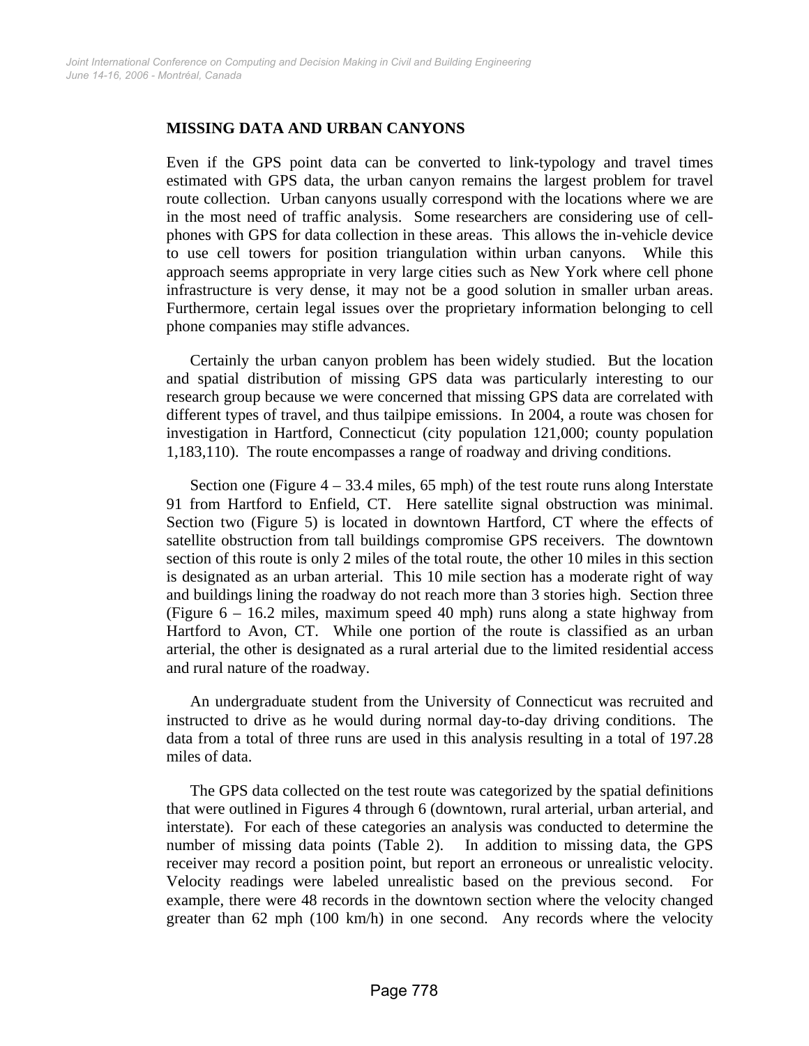## MISSING DATA AND URBAN CANYONS

Even if the GPS point data can be converted to link-typology and travel times estimated with GPS data, the urban canyon remains the largest problem for travel route collection. Urban canyons usually correspond with the locations where we are in the most need of traffic analysis. Some researchers are considering use of cell-phones with GPS for data collection in these areas. This allows the in-vehicle device to use cell towers for position triangulation within urban canyons. While this approach seems appropriate in very large cities such as New York where cell phone infrastructure is very dense, it may not be a good solution in smaller urban areas. Furthermore, certain legal issues over the proprietary information belonging to cell phone companies may stifle advances.

Certainly the urban canyon problem has been widely studied. But the location and spatial distribution of missing GPS data was particularly interesting to our research group because we were concerned that missing GPS data are correlated with different types of travel, and thus tailpipe emissions. In 2004, a route was chosen for investigation in Hartford, Connecticut (city population 121,000; county population 1,183,110). The route encompasses a range of roadway and driving conditions.

Section one (Figure 4 – 33.4 miles, 65 mph) of the test route runs along Interstate 91 from Hartford to Enfield, CT. Here satellite signal obstruction was minimal. Section two (Figure 5) is located in downtown Hartford, CT where the effects of satellite obstruction from tall buildings compromise GPS receivers. The downtown section of this route is only 2 miles of the total route, the other 10 miles in this section is designated as an urban arterial. This 10 mile section has a moderate right of way and buildings lining the roadway do not reach more than 3 stories high. Section three (Figure 6 – 16.2 miles, maximum speed 40 mph) runs along a state highway from Hartford to Avon, CT. While one portion of the route is classified as an urban arterial, the other is designated as a rural arterial due to the limited residential access and rural nature of the roadway.

An undergraduate student from the University of Connecticut was recruited and instructed to drive as he would during normal day-to-day driving conditions. The data from a total of three runs are used in this analysis resulting in a total of 197.28 miles of data.

The GPS data collected on the test route was categorized by the spatial definitions that were outlined in Figures 4 through 6 (downtown, rural arterial, urban arterial, and interstate). For each of these categories an analysis was conducted to determine the number of missing data points (Table 2). In addition to missing data, the GPS receiver may record a position point, but report an erroneous or unrealistic velocity. Velocity readings were labeled unrealistic based on the previous second. For example, there were 48 records in the downtown section where the velocity changed greater than 62 mph (100 km/h) in one second. Any records where the velocity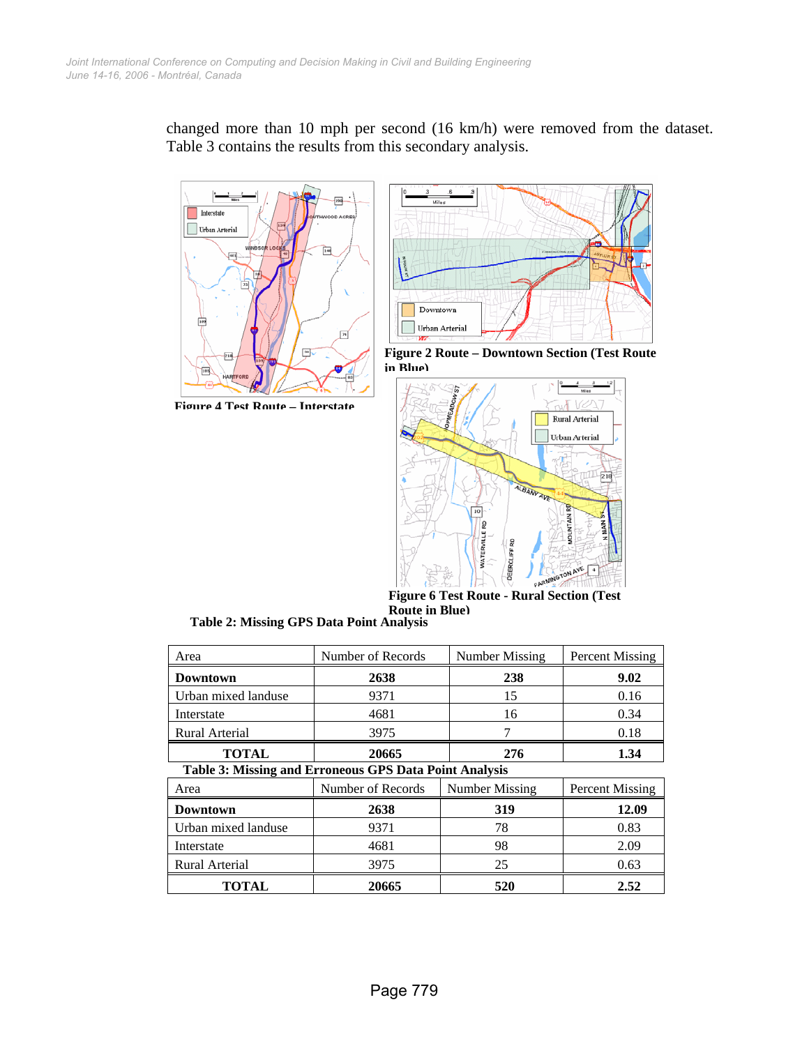changed more than 10 mph per second (16 km/h) were removed from the dataset. Table 3 contains the results from this secondary analysis.

Figure 4 Test Route – Interstate

Figure 2 Route – Downtown Section (Test Route in Blue)

Figure 6 Test Route - Rural Section (Test Route in Blue)

**Table 2: Missing GPS Data Point Analysis**

| Area | Number of Records | Number Missing | Percent Missing |
|---|---|---|---|
| **Downtown** | **2638** | **238** | **9.02** |
| Urban mixed landuse | 9371 | 15 | 0.16 |
| Interstate | 4681 | 16 | 0.34 |
| Rural Arterial | 3975 | 7 | 0.18 |
| **TOTAL** | **20665** | **276** | **1.34** |

**Table 3: Missing and Erroneous GPS Data Point Analysis**

| Area | Number of Records | Number Missing | Percent Missing |
|---|---|---|---|
| **Downtown** | **2638** | **319** | **12.09** |
| Urban mixed landuse | 9371 | 78 | 0.83 |
| Interstate | 4681 | 98 | 2.09 |
| Rural Arterial | 3975 | 25 | 0.63 |
| **TOTAL** | **20665** | **520** | **2.52** |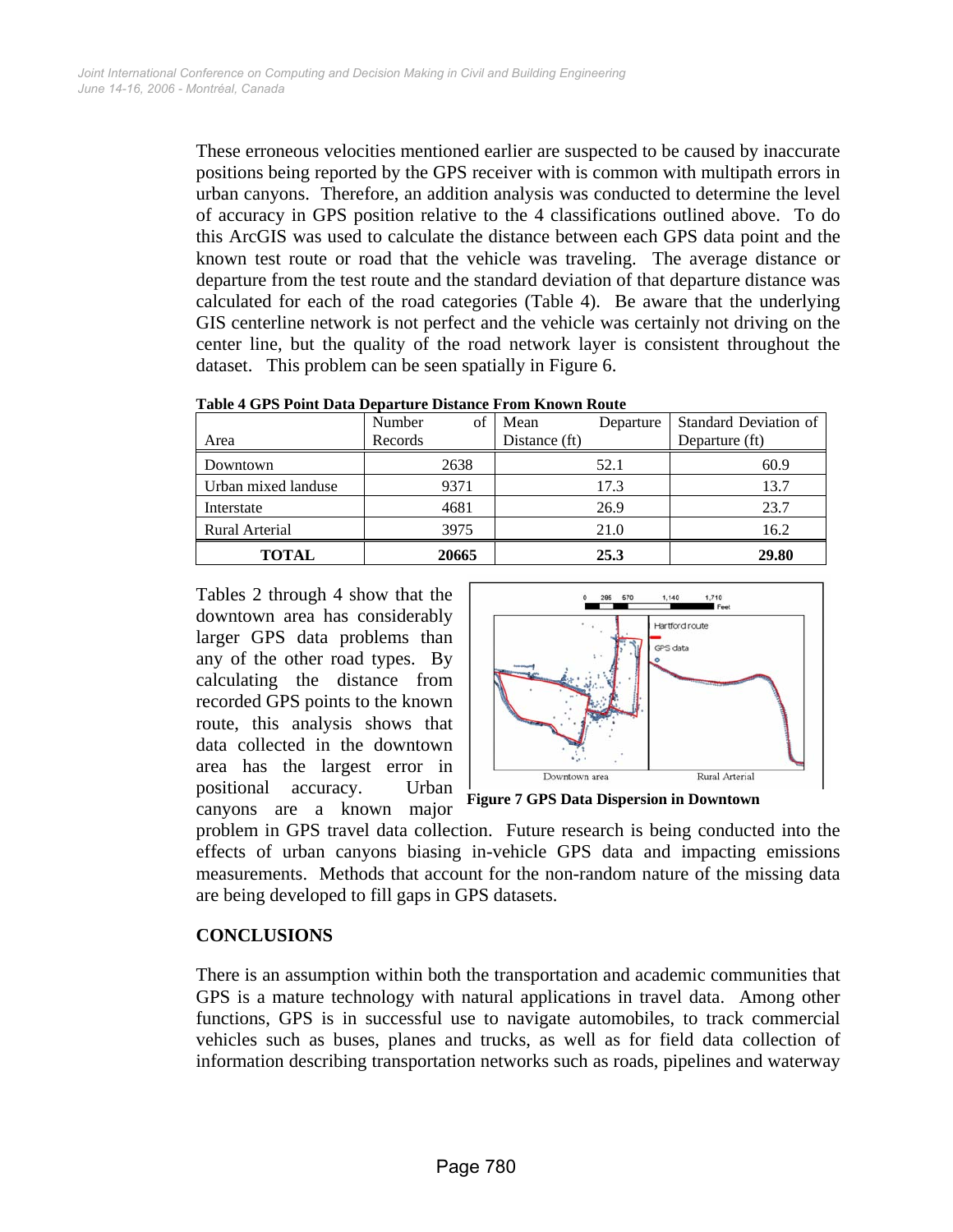These erroneous velocities mentioned earlier are suspected to be caused by inaccurate positions being reported by the GPS receiver with is common with multipath errors in urban canyons. Therefore, an addition analysis was conducted to determine the level of accuracy in GPS position relative to the 4 classifications outlined above. To do this ArcGIS was used to calculate the distance between each GPS data point and the known test route or road that the vehicle was traveling. The average distance or departure from the test route and the standard deviation of that departure distance was calculated for each of the road categories (Table 4). Be aware that the underlying GIS centerline network is not perfect and the vehicle was certainly not driving on the center line, but the quality of the road network layer is consistent throughout the dataset. This problem can be seen spatially in Figure 6.

**Table 4 GPS Point Data Departure Distance From Known Route**

| Area | Number of Records | Mean Departure Distance (ft) | Standard Deviation of Departure (ft) |
|---|---|---|---|
| Downtown | 2638 | 52.1 | 60.9 |
| Urban mixed landuse | 9371 | 17.3 | 13.7 |
| Interstate | 4681 | 26.9 | 23.7 |
| Rural Arterial | 3975 | 21.0 | 16.2 |
| **TOTAL** | **20665** | **25.3** | **29.80** |

Tables 2 through 4 show that the downtown area has considerably larger GPS data problems than any of the other road types. By calculating the distance from recorded GPS points to the known route, this analysis shows that data collected in the downtown area has the largest error in positional accuracy. Urban canyons are a known major problem in GPS travel data collection. Future research is being conducted into the effects of urban canyons biasing in-vehicle GPS data and impacting emissions measurements. Methods that account for the non-random nature of the missing data are being developed to fill gaps in GPS datasets.

**Figure 7 GPS Data Dispersion in Downtown**

## CONCLUSIONS

There is an assumption within both the transportation and academic communities that GPS is a mature technology with natural applications in travel data. Among other functions, GPS is in successful use to navigate automobiles, to track commercial vehicles such as buses, planes and trucks, as well as for field data collection of information describing transportation networks such as roads, pipelines and waterway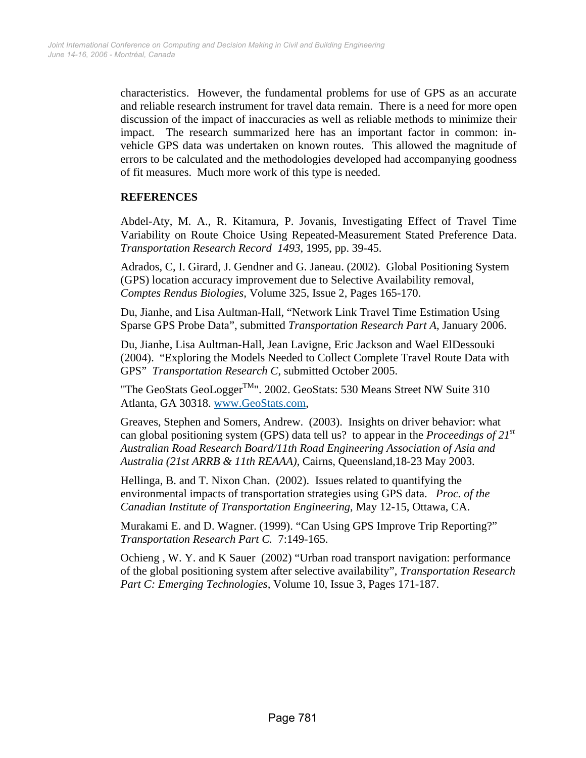characteristics. However, the fundamental problems for use of GPS as an accurate and reliable research instrument for travel data remain. There is a need for more open discussion of the impact of inaccuracies as well as reliable methods to minimize their impact. The research summarized here has an important factor in common: in-vehicle GPS data was undertaken on known routes. This allowed the magnitude of errors to be calculated and the methodologies developed had accompanying goodness of fit measures. Much more work of this type is needed.

## REFERENCES

Abdel-Aty, M. A., R. Kitamura, P. Jovanis, Investigating Effect of Travel Time Variability on Route Choice Using Repeated-Measurement Stated Preference Data. *Transportation Research Record 1493*, 1995, pp. 39-45.

Adrados, C, I. Girard, J. Gendner and G. Janeau. (2002). Global Positioning System (GPS) location accuracy improvement due to Selective Availability removal, *Comptes Rendus Biologies,* Volume 325, Issue 2, Pages 165-170.

Du, Jianhe, and Lisa Aultman-Hall, "Network Link Travel Time Estimation Using Sparse GPS Probe Data", submitted *Transportation Research Part A*, January 2006.

Du, Jianhe, Lisa Aultman-Hall, Jean Lavigne, Eric Jackson and Wael ElDessouki (2004). "Exploring the Models Needed to Collect Complete Travel Route Data with GPS" *Transportation Research C*, submitted October 2005.

"The GeoStats GeoLogger™". 2002. GeoStats: 530 Means Street NW Suite 310 Atlanta, GA 30318. www.GeoStats.com,

Greaves, Stephen and Somers, Andrew. (2003). Insights on driver behavior: what can global positioning system (GPS) data tell us? to appear in the *Proceedings of 21st Australian Road Research Board/11th Road Engineering Association of Asia and Australia (21st ARRB & 11th REAAA),* Cairns, Queensland,18-23 May 2003.

Hellinga, B. and T. Nixon Chan. (2002). Issues related to quantifying the environmental impacts of transportation strategies using GPS data. *Proc. of the Canadian Institute of Transportation Engineering*, May 12-15, Ottawa, CA.

Murakami E. and D. Wagner. (1999). "Can Using GPS Improve Trip Reporting?" *Transportation Research Part C.* 7:149-165.

Ochieng , W. Y. and K Sauer (2002) "Urban road transport navigation: performance of the global positioning system after selective availability", *Transportation Research Part C: Emerging Technologies,* Volume 10, Issue 3, Pages 171-187.